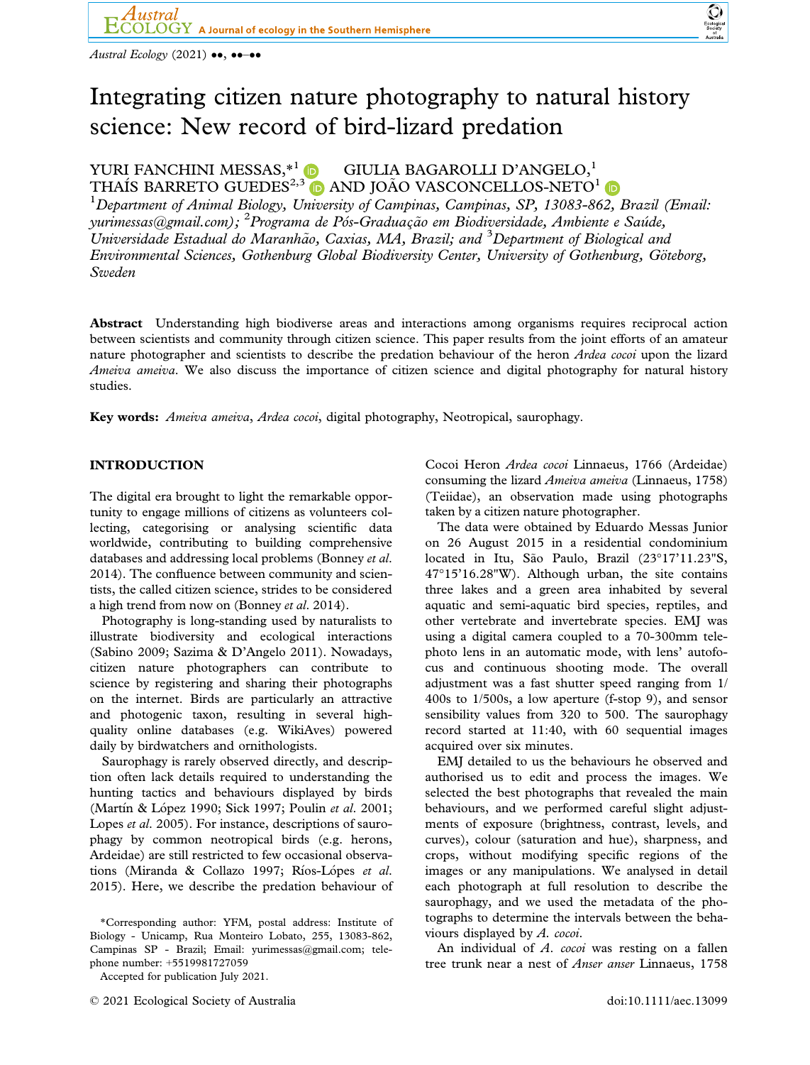# Integrating citizen nature photography to natural history science: New record of bird-lizard predation

YURI FANCHINI MESSAS,*[1] GIULIA BAGAROLLI D'ANGELO,[1] THAÍS BARRETO GUEDES[2,3] AND JOÃO VASCONCELLOS-NETO[1]

[1]*Department of Animal Biology, University of Campinas, Campinas, SP, 13083-862, Brazil (Email: yurimessas@gmail.com);* [2]*Programa de Pós-Graduação em Biodiversidade, Ambiente e Saúde, Universidade Estadual do Maranhão, Caxias, MA, Brazil; and* [3]*Department of Biological and Environmental Sciences, Gothenburg Global Biodiversity Center, University of Gothenburg, Göteborg, Sweden*

**Abstract** Understanding high biodiverse areas and interactions among organisms requires reciprocal action between scientists and community through citizen science. This paper results from the joint efforts of an amateur nature photographer and scientists to describe the predation behaviour of the heron *Ardea cocoi* upon the lizard *Ameiva ameiva*. We also discuss the importance of citizen science and digital photography for natural history studies.

**Key words:** *Ameiva ameiva*, *Ardea cocoi*, digital photography, Neotropical, saurophagy.

## INTRODUCTION

The digital era brought to light the remarkable opportunity to engage millions of citizens as volunteers collecting, categorising or analysing scientific data worldwide, contributing to building comprehensive databases and addressing local problems (Bonney *et al.* 2014). The confluence between community and scientists, the called citizen science, strides to be considered a high trend from now on (Bonney *et al.* 2014).

Photography is long-standing used by naturalists to illustrate biodiversity and ecological interactions (Sabino 2009; Sazima & D'Angelo 2011). Nowadays, citizen nature photographers can contribute to science by registering and sharing their photographs on the internet. Birds are particularly an attractive and photogenic taxon, resulting in several high-quality online databases (e.g. WikiAves) powered daily by birdwatchers and ornithologists.

Saurophagy is rarely observed directly, and description often lack details required to understanding the hunting tactics and behaviours displayed by birds (Martín & López 1990; Sick 1997; Poulin *et al.* 2001; Lopes *et al.* 2005). For instance, descriptions of saurophagy by common neotropical birds (e.g. herons, Ardeidae) are still restricted to few occasional observations (Miranda & Collazo 1997; Ríos-Lópes *et al.* 2015). Here, we describe the predation behaviour of Cocoi Heron *Ardea cocoi* Linnaeus, 1766 (Ardeidae) consuming the lizard *Ameiva ameiva* (Linnaeus, 1758) (Teiidae), an observation made using photographs taken by a citizen nature photographer.

The data were obtained by Eduardo Messas Junior on 26 August 2015 in a residential condominium located in Itu, São Paulo, Brazil (23°17′11.23″S, 47°15′16.28″W). Although urban, the site contains three lakes and a green area inhabited by several aquatic and semi-aquatic bird species, reptiles, and other vertebrate and invertebrate species. EMJ was using a digital camera coupled to a 70-300mm telephoto lens in an automatic mode, with lens' autofocus and continuous shooting mode. The overall adjustment was a fast shutter speed ranging from 1/400s to 1/500s, a low aperture (f-stop 9), and sensor sensibility values from 320 to 500. The saurophagy record started at 11:40, with 60 sequential images acquired over six minutes.

EMJ detailed to us the behaviours he observed and authorised us to edit and process the images. We selected the best photographs that revealed the main behaviours, and we performed careful slight adjustments of exposure (brightness, contrast, levels, and curves), colour (saturation and hue), sharpness, and crops, without modifying specific regions of the images or any manipulations. We analysed in detail each photograph at full resolution to describe the saurophagy, and we used the metadata of the photographs to determine the intervals between the behaviours displayed by *A. cocoi*.

An individual of *A. cocoi* was resting on a fallen tree trunk near a nest of *Anser anser* Linnaeus, 1758

*Corresponding author: YFM, postal address: Institute of Biology - Unicamp, Rua Monteiro Lobato, 255, 13083-862, Campinas SP - Brazil; Email: yurimessas@gmail.com; telephone number: +5519981727059

Accepted for publication July 2021.

© 2021 Ecological Society of Australia

doi:10.1111/aec.13099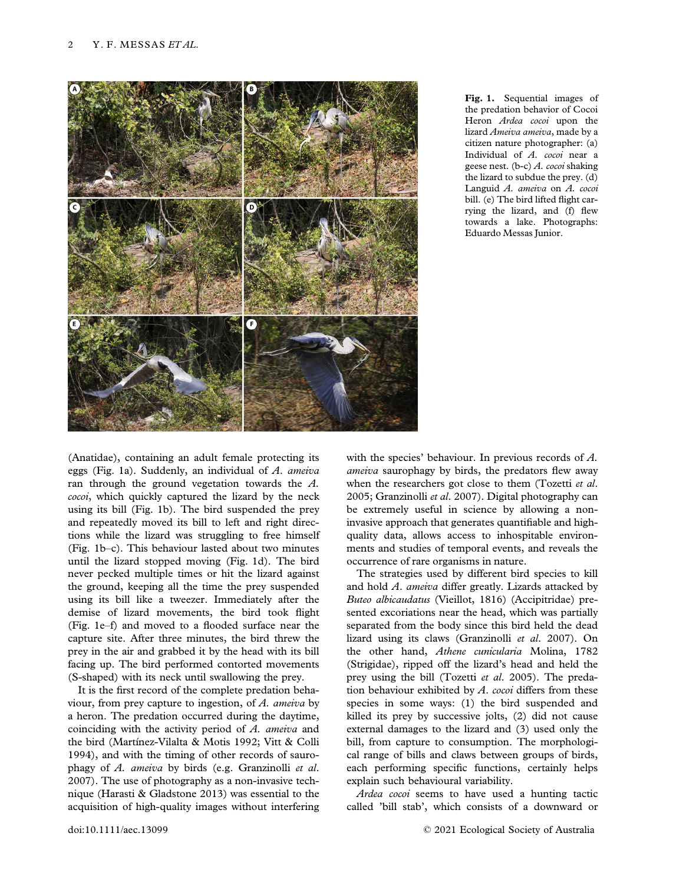Fig. 1. Sequential images of the predation behavior of Cocoi Heron *Ardea cocoi* upon the lizard *Ameiva ameiva*, made by a citizen nature photographer: (a) Individual of *A. cocoi* near a geese nest. (b-c) *A. cocoi* shaking the lizard to subdue the prey. (d) Languid *A. ameiva* on *A. cocoi* bill. (e) The bird lifted flight carrying the lizard, and (f) flew towards a lake. Photographs: Eduardo Messas Junior.

(Anatidae), containing an adult female protecting its eggs (Fig. 1a). Suddenly, an individual of *A. ameiva* ran through the ground vegetation towards the *A. cocoi*, which quickly captured the lizard by the neck using its bill (Fig. 1b). The bird suspended the prey and repeatedly moved its bill to left and right directions while the lizard was struggling to free himself (Fig. 1b–c). This behaviour lasted about two minutes until the lizard stopped moving (Fig. 1d). The bird never pecked multiple times or hit the lizard against the ground, keeping all the time the prey suspended using its bill like a tweezer. Immediately after the demise of lizard movements, the bird took flight (Fig. 1e–f) and moved to a flooded surface near the capture site. After three minutes, the bird threw the prey in the air and grabbed it by the head with its bill facing up. The bird performed contorted movements (S-shaped) with its neck until swallowing the prey.

It is the first record of the complete predation behaviour, from prey capture to ingestion, of *A. ameiva* by a heron. The predation occurred during the daytime, coinciding with the activity period of *A. ameiva* and the bird (Martínez-Vilalta & Motis 1992; Vitt & Colli 1994), and with the timing of other records of saurophagy of *A. ameiva* by birds (e.g. Granzinolli *et al.* 2007). The use of photography as a non-invasive technique (Harasti & Gladstone 2013) was essential to the acquisition of high-quality images without interfering with the species' behaviour. In previous records of *A. ameiva* saurophagy by birds, the predators flew away when the researchers got close to them (Tozetti *et al.* 2005; Granzinolli *et al.* 2007). Digital photography can be extremely useful in science by allowing a non-invasive approach that generates quantifiable and high-quality data, allows access to inhospitable environments and studies of temporal events, and reveals the occurrence of rare organisms in nature.

The strategies used by different bird species to kill and hold *A. ameiva* differ greatly. Lizards attacked by *Buteo albicaudatus* (Vieillot, 1816) (Accipitridae) presented excoriations near the head, which was partially separated from the body since this bird held the dead lizard using its claws (Granzinolli *et al.* 2007). On the other hand, *Athene cunicularia* Molina, 1782 (Strigidae), ripped off the lizard's head and held the prey using the bill (Tozetti *et al.* 2005). The predation behaviour exhibited by *A. cocoi* differs from these species in some ways: (1) the bird suspended and killed its prey by successive jolts, (2) did not cause external damages to the lizard and (3) used only the bill, from capture to consumption. The morphological range of bills and claws between groups of birds, each performing specific functions, certainly helps explain such behavioural variability.

*Ardea cocoi* seems to have used a hunting tactic called 'bill stab', which consists of a downward or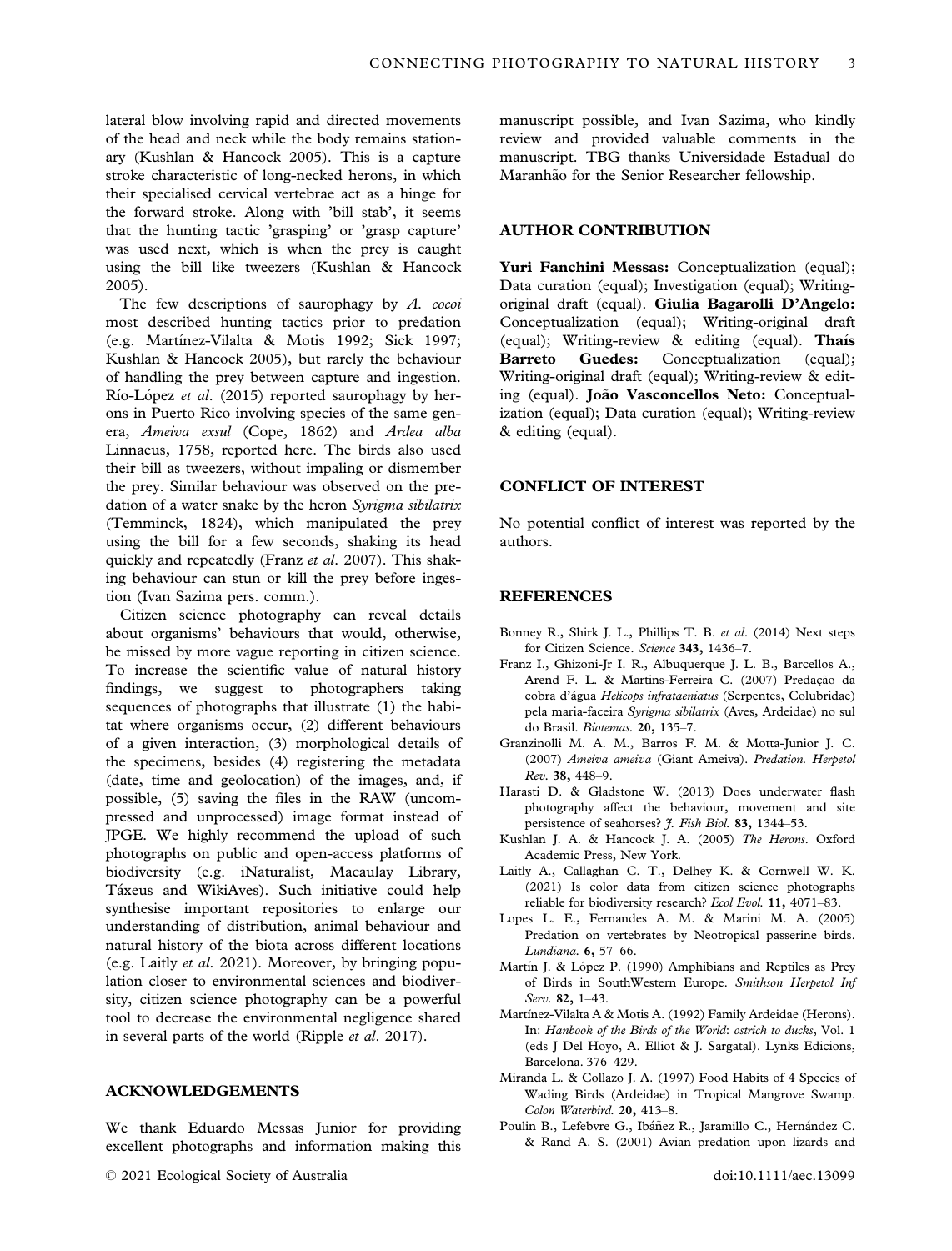lateral blow involving rapid and directed movements of the head and neck while the body remains stationary (Kushlan & Hancock 2005). This is a capture stroke characteristic of long-necked herons, in which their specialised cervical vertebrae act as a hinge for the forward stroke. Along with 'bill stab', it seems that the hunting tactic 'grasping' or 'grasp capture' was used next, which is when the prey is caught using the bill like tweezers (Kushlan & Hancock 2005).

The few descriptions of saurophagy by *A. cocoi* most described hunting tactics prior to predation (e.g. Martínez-Vilalta & Motis 1992; Sick 1997; Kushlan & Hancock 2005), but rarely the behaviour of handling the prey between capture and ingestion. Río-López *et al.* (2015) reported saurophagy by herons in Puerto Rico involving species of the same genera, *Ameiva exsul* (Cope, 1862) and *Ardea alba* Linnaeus, 1758, reported here. The birds also used their bill as tweezers, without impaling or dismember the prey. Similar behaviour was observed on the predation of a water snake by the heron *Syrigma sibilatrix* (Temminck, 1824), which manipulated the prey using the bill for a few seconds, shaking its head quickly and repeatedly (Franz *et al.* 2007). This shaking behaviour can stun or kill the prey before ingestion (Ivan Sazima pers. comm.).

Citizen science photography can reveal details about organisms' behaviours that would, otherwise, be missed by more vague reporting in citizen science. To increase the scientific value of natural history findings, we suggest to photographers taking sequences of photographs that illustrate (1) the habitat where organisms occur, (2) different behaviours of a given interaction, (3) morphological details of the specimens, besides (4) registering the metadata (date, time and geolocation) of the images, and, if possible, (5) saving the files in the RAW (uncompressed and unprocessed) image format instead of JPGE. We highly recommend the upload of such photographs on public and open-access platforms of biodiversity (e.g. iNaturalist, Macaulay Library, Táxeus and WikiAves). Such initiative could help synthesise important repositories to enlarge our understanding of distribution, animal behaviour and natural history of the biota across different locations (e.g. Laitly *et al.* 2021). Moreover, by bringing population closer to environmental sciences and biodiversity, citizen science photography can be a powerful tool to decrease the environmental negligence shared in several parts of the world (Ripple *et al.* 2017).

## ACKNOWLEDGEMENTS

We thank Eduardo Messas Junior for providing excellent photographs and information making this manuscript possible, and Ivan Sazima, who kindly review and provided valuable comments in the manuscript. TBG thanks Universidade Estadual do Maranhão for the Senior Researcher fellowship.

## AUTHOR CONTRIBUTION

**Yuri Fanchini Messas:** Conceptualization (equal); Data curation (equal); Investigation (equal); Writing-original draft (equal). **Giulia Bagarolli D'Angelo:** Conceptualization (equal); Writing-original draft (equal); Writing-review & editing (equal). **Thaís Barreto Guedes:** Conceptualization (equal); Writing-original draft (equal); Writing-review & editing (equal). **João Vasconcellos Neto:** Conceptualization (equal); Data curation (equal); Writing-review & editing (equal).

## CONFLICT OF INTEREST

No potential conflict of interest was reported by the authors.

## REFERENCES

Bonney R., Shirk J. L., Phillips T. B. *et al.* (2014) Next steps for Citizen Science. *Science* **343,** 1436–7.

Franz I., Ghizoni-Jr I. R., Albuquerque J. L. B., Barcellos A., Arend F. L. & Martins-Ferreira C. (2007) Predação da cobra d'água *Helicops infrataeniatus* (Serpentes, Colubridae) pela maria-faceira *Syrigma sibilatrix* (Aves, Ardeidae) no sul do Brasil. *Biotemas.* **20,** 135–7.

Granzinolli M. A. M., Barros F. M. & Motta-Junior J. C. (2007) *Ameiva ameiva* (Giant Ameiva). *Predation. Herpetol Rev.* **38,** 448–9.

Harasti D. & Gladstone W. (2013) Does underwater flash photography affect the behaviour, movement and site persistence of seahorses? *J. Fish Biol.* **83,** 1344–53.

Kushlan J. A. & Hancock J. A. (2005) *The Herons.* Oxford Academic Press, New York.

Laitly A., Callaghan C. T., Delhey K. & Cornwell W. K. (2021) Is color data from citizen science photographs reliable for biodiversity research? *Ecol Evol.* **11,** 4071–83.

Lopes L. E., Fernandes A. M. & Marini M. A. (2005) Predation on vertebrates by Neotropical passerine birds. *Lundiana.* **6,** 57–66.

Martín J. & López P. (1990) Amphibians and Reptiles as Prey of Birds in SouthWestern Europe. *Smithson Herpetol Inf Serv.* **82,** 1–43.

Martínez-Vilalta A & Motis A. (1992) Family Ardeidae (Herons). In: *Hanbook of the Birds of the World: ostrich to ducks*, Vol. 1 (eds J Del Hoyo, A. Elliot & J. Sargatal). Lynks Edicions, Barcelona. 376–429.

Miranda L. & Collazo J. A. (1997) Food Habits of 4 Species of Wading Birds (Ardeidae) in Tropical Mangrove Swamp. *Colon Waterbird.* **20,** 413–8.

Poulin B., Lefebvre G., Ibáñez R., Jaramillo C., Hernández C. & Rand A. S. (2001) Avian predation upon lizards and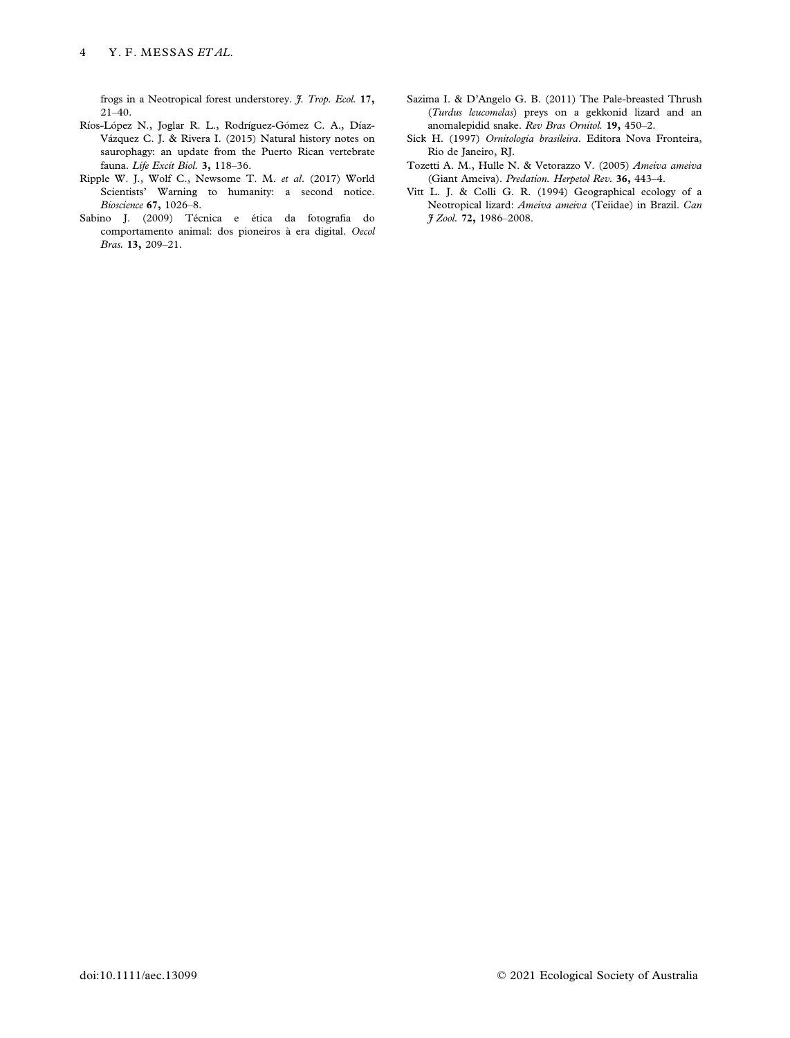frogs in a Neotropical forest understorey. *J. Trop. Ecol.* **17,** 21–40.

Ríos-López N., Joglar R. L., Rodríguez-Gómez C. A., Díaz-Vázquez C. J. & Rivera I. (2015) Natural history notes on saurophagy: an update from the Puerto Rican vertebrate fauna. *Life Excit Biol.* **3,** 118–36.

Ripple W. J., Wolf C., Newsome T. M. *et al*. (2017) World Scientists' Warning to humanity: a second notice. *Bioscience* **67,** 1026–8.

Sabino J. (2009) Técnica e ética da fotografia do comportamento animal: dos pioneiros à era digital. *Oecol Bras.* **13,** 209–21.

Sazima I. & D'Angelo G. B. (2011) The Pale-breasted Thrush (*Turdus leucomelas*) preys on a gekkonid lizard and an anomalepidid snake. *Rev Bras Ornitol.* **19,** 450–2.

Sick H. (1997) *Ornitologia brasileira*. Editora Nova Fronteira, Rio de Janeiro, RJ.

Tozetti A. M., Hulle N. & Vetorazzo V. (2005) *Ameiva ameiva* (Giant Ameiva). *Predation. Herpetol Rev.* **36,** 443–4.

Vitt L. J. & Colli G. R. (1994) Geographical ecology of a Neotropical lizard: *Ameiva ameiva* (Teiidae) in Brazil. *Can J Zool.* **72,** 1986–2008.